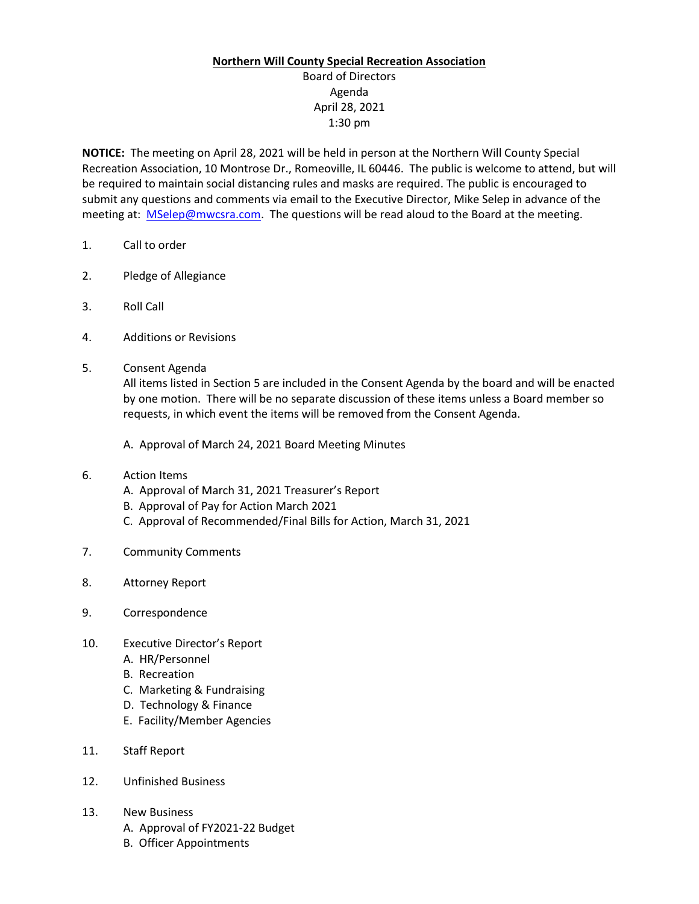**Northern Will County Special Recreation Association**

Board of Directors
Agenda
April 28, 2021
1:30 pm

**NOTICE:** The meeting on April 28, 2021 will be held in person at the Northern Will County Special Recreation Association, 10 Montrose Dr., Romeoville, IL 60446. The public is welcome to attend, but will be required to maintain social distancing rules and masks are required. The public is encouraged to submit any questions and comments via email to the Executive Director, Mike Selep in advance of the meeting at: [MSelep@mwcsra.com](mailto:MSelep@mwcsra.com). The questions will be read aloud to the Board at the meeting.

1. Call to order

2. Pledge of Allegiance

3. Roll Call

4. Additions or Revisions

5. Consent Agenda
   All items listed in Section 5 are included in the Consent Agenda by the board and will be enacted by one motion. There will be no separate discussion of these items unless a Board member so requests, in which event the items will be removed from the Consent Agenda.

   A. Approval of March 24, 2021 Board Meeting Minutes

6. Action Items
   A. Approval of March 31, 2021 Treasurer's Report
   B. Approval of Pay for Action March 2021
   C. Approval of Recommended/Final Bills for Action, March 31, 2021

7. Community Comments

8. Attorney Report

9. Correspondence

10. Executive Director's Report
    A. HR/Personnel
    B. Recreation
    C. Marketing & Fundraising
    D. Technology & Finance
    E. Facility/Member Agencies

11. Staff Report

12. Unfinished Business

13. New Business
    A. Approval of FY2021-22 Budget
    B. Officer Appointments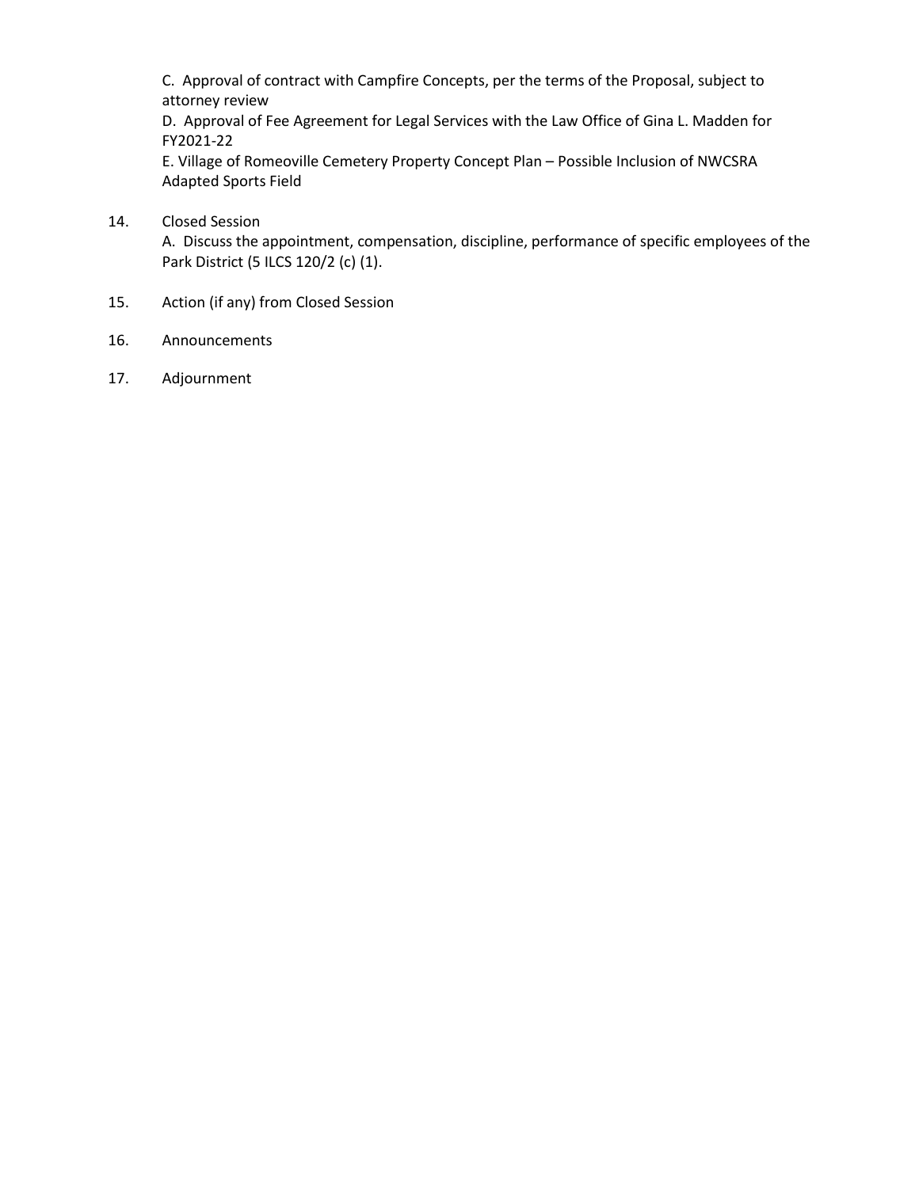C. Approval of contract with Campfire Concepts, per the terms of the Proposal, subject to attorney review

D. Approval of Fee Agreement for Legal Services with the Law Office of Gina L. Madden for FY2021-22

E. Village of Romeoville Cemetery Property Concept Plan – Possible Inclusion of NWCSRA Adapted Sports Field

14. Closed Session

    A. Discuss the appointment, compensation, discipline, performance of specific employees of the Park District (5 ILCS 120/2 (c) (1).

15. Action (if any) from Closed Session

16. Announcements

17. Adjournment